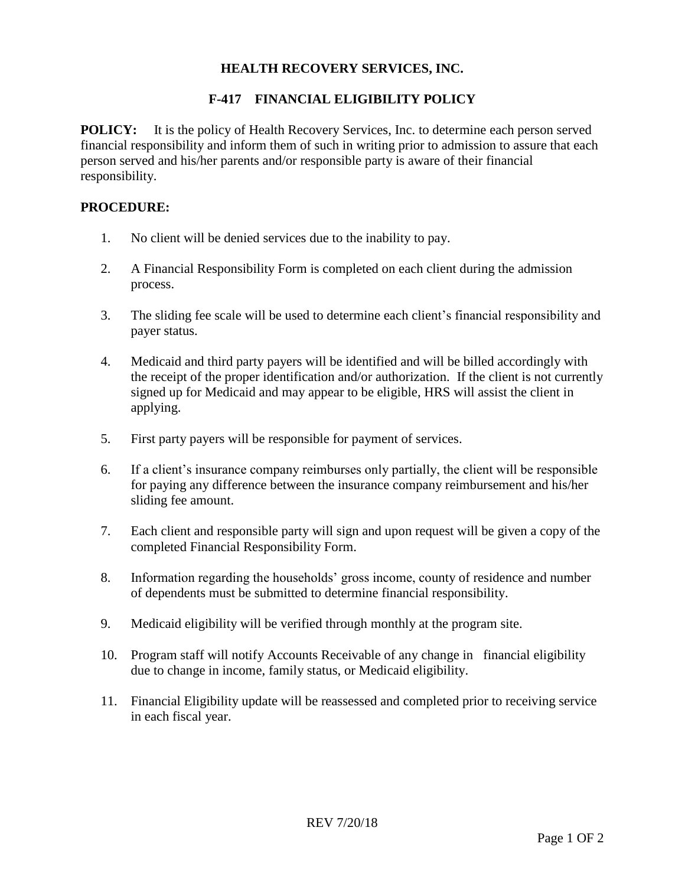# HEALTH RECOVERY SERVICES, INC.

## F-417 FINANCIAL ELIGIBILITY POLICY

**POLICY:** It is the policy of Health Recovery Services, Inc. to determine each person served financial responsibility and inform them of such in writing prior to admission to assure that each person served and his/her parents and/or responsible party is aware of their financial responsibility.

**PROCEDURE:**

1. No client will be denied services due to the inability to pay.
2. A Financial Responsibility Form is completed on each client during the admission process.
3. The sliding fee scale will be used to determine each client's financial responsibility and payer status.
4. Medicaid and third party payers will be identified and will be billed accordingly with the receipt of the proper identification and/or authorization. If the client is not currently signed up for Medicaid and may appear to be eligible, HRS will assist the client in applying.
5. First party payers will be responsible for payment of services.
6. If a client's insurance company reimburses only partially, the client will be responsible for paying any difference between the insurance company reimbursement and his/her sliding fee amount.
7. Each client and responsible party will sign and upon request will be given a copy of the completed Financial Responsibility Form.
8. Information regarding the households' gross income, county of residence and number of dependents must be submitted to determine financial responsibility.
9. Medicaid eligibility will be verified through monthly at the program site.
10. Program staff will notify Accounts Receivable of any change in financial eligibility due to change in income, family status, or Medicaid eligibility.
11. Financial Eligibility update will be reassessed and completed prior to receiving service in each fiscal year.

REV 7/20/18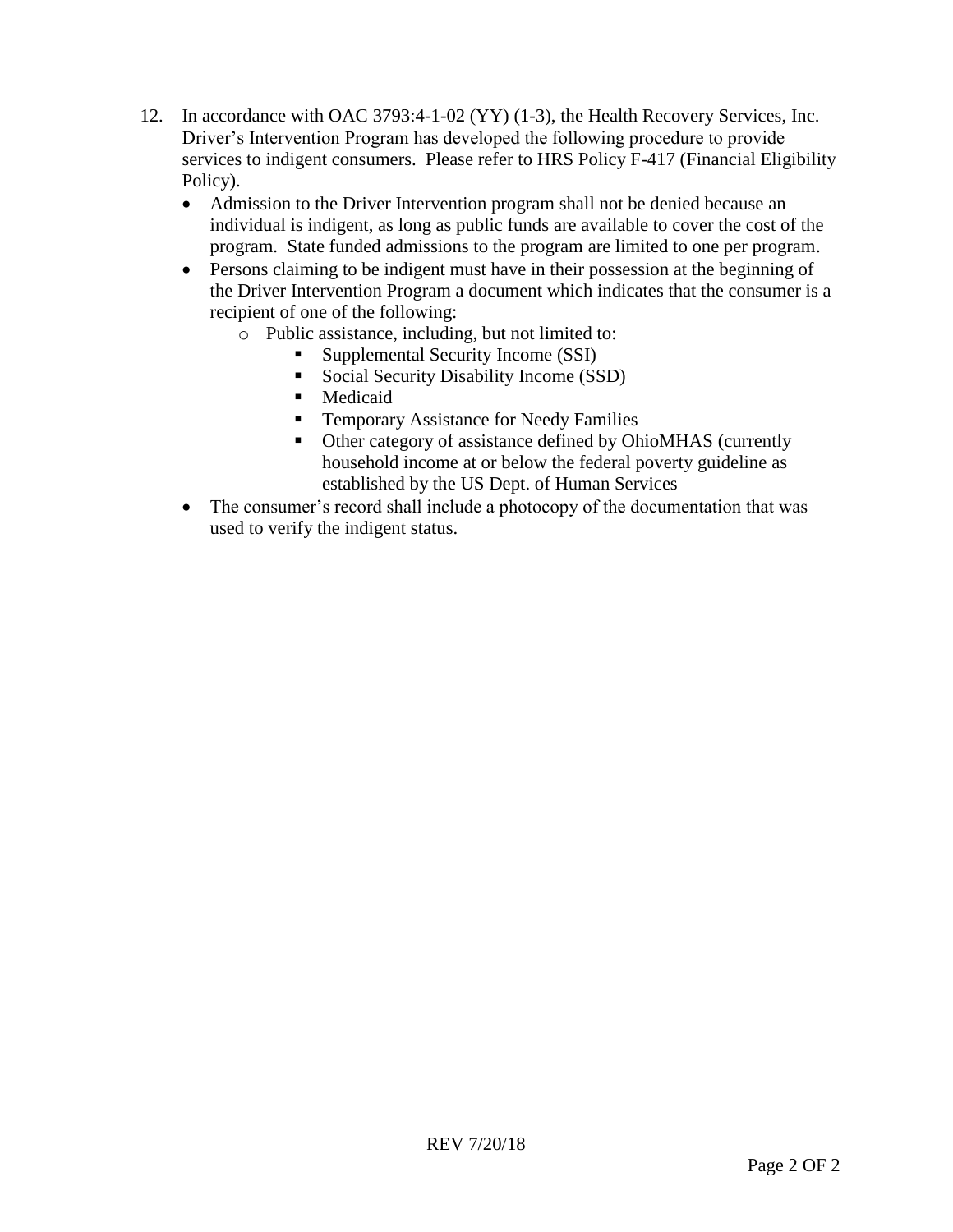12. In accordance with OAC 3793:4-1-02 (YY) (1-3), the Health Recovery Services, Inc. Driver's Intervention Program has developed the following procedure to provide services to indigent consumers. Please refer to HRS Policy F-417 (Financial Eligibility Policy).
    - Admission to the Driver Intervention program shall not be denied because an individual is indigent, as long as public funds are available to cover the cost of the program. State funded admissions to the program are limited to one per program.
    - Persons claiming to be indigent must have in their possession at the beginning of the Driver Intervention Program a document which indicates that the consumer is a recipient of one of the following:
        - Public assistance, including, but not limited to:
            - Supplemental Security Income (SSI)
            - Social Security Disability Income (SSD)
            - Medicaid
            - Temporary Assistance for Needy Families
            - Other category of assistance defined by OhioMHAS (currently household income at or below the federal poverty guideline as established by the US Dept. of Human Services
    - The consumer's record shall include a photocopy of the documentation that was used to verify the indigent status.

REV 7/20/18